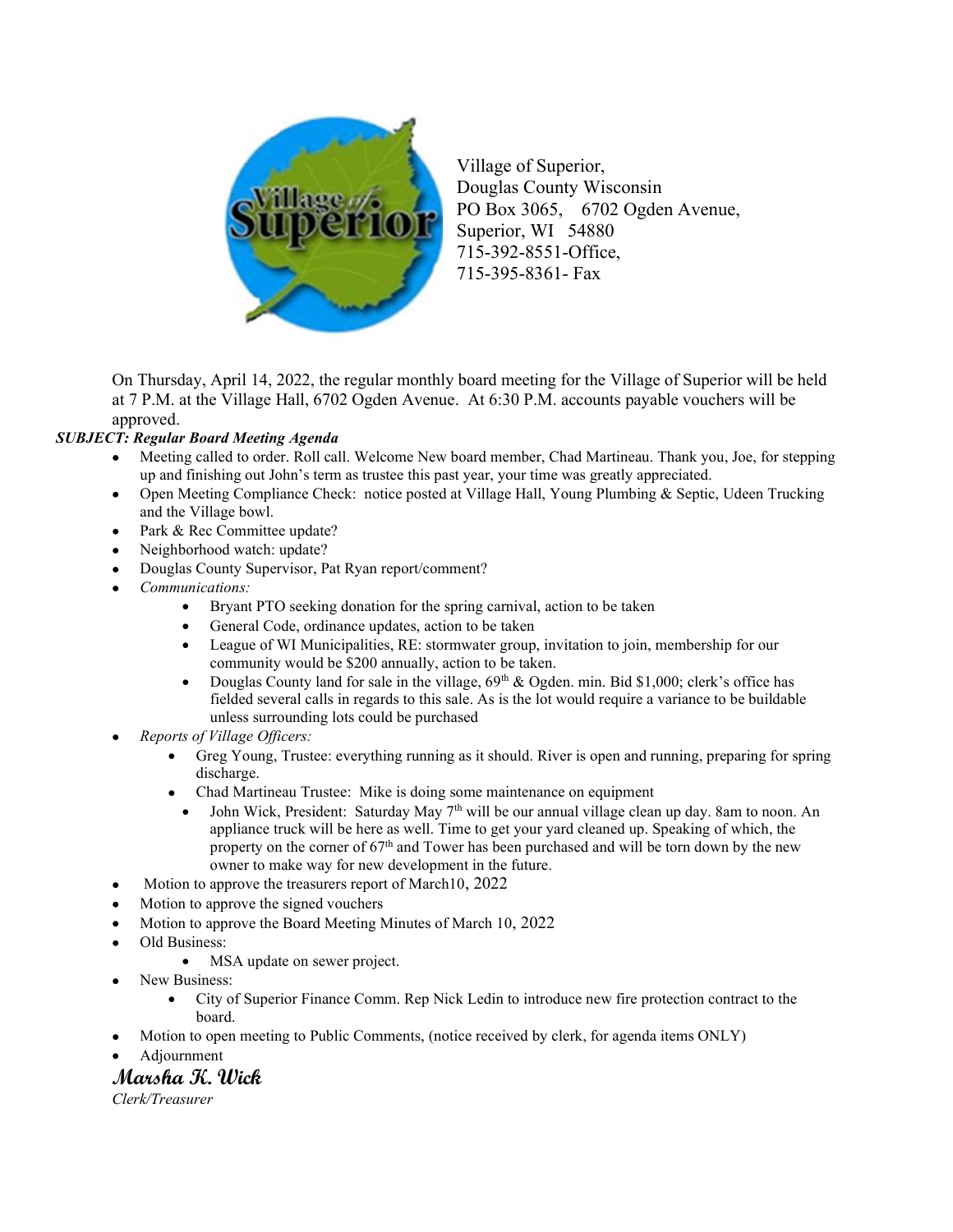Village of Superior,
Douglas County Wisconsin
PO Box 3065, 6702 Ogden Avenue,
Superior, WI 54880
715-392-8551-Office,
715-395-8361- Fax

On Thursday, April 14, 2022, the regular monthly board meeting for the Village of Superior will be held at 7 P.M. at the Village Hall, 6702 Ogden Avenue. At 6:30 P.M. accounts payable vouchers will be approved.

***SUBJECT: Regular Board Meeting Agenda***

- Meeting called to order. Roll call. Welcome New board member, Chad Martineau. Thank you, Joe, for stepping up and finishing out John's term as trustee this past year, your time was greatly appreciated.
- Open Meeting Compliance Check: notice posted at Village Hall, Young Plumbing & Septic, Udeen Trucking and the Village bowl.
- Park & Rec Committee update?
- Neighborhood watch: update?
- Douglas County Supervisor, Pat Ryan report/comment?
- *Communications:*
  - Bryant PTO seeking donation for the spring carnival, action to be taken
  - General Code, ordinance updates, action to be taken
  - League of WI Municipalities, RE: stormwater group, invitation to join, membership for our community would be $200 annually, action to be taken.
  - Douglas County land for sale in the village, 69th & Ogden. min. Bid $1,000; clerk's office has fielded several calls in regards to this sale. As is the lot would require a variance to be buildable unless surrounding lots could be purchased
- *Reports of Village Officers:*
  - Greg Young, Trustee: everything running as it should. River is open and running, preparing for spring discharge.
  - Chad Martineau Trustee: Mike is doing some maintenance on equipment
  - John Wick, President: Saturday May 7th will be our annual village clean up day. 8am to noon. An appliance truck will be here as well. Time to get your yard cleaned up. Speaking of which, the property on the corner of 67th and Tower has been purchased and will be torn down by the new owner to make way for new development in the future.
- Motion to approve the treasurers report of March10, 2022
- Motion to approve the signed vouchers
- Motion to approve the Board Meeting Minutes of March 10, 2022
- Old Business:
  - MSA update on sewer project.
- New Business:
  - City of Superior Finance Comm. Rep Nick Ledin to introduce new fire protection contract to the board.
- Motion to open meeting to Public Comments, (notice received by clerk, for agenda items ONLY)
- Adjournment

**Marsha K. Wick**
*Clerk/Treasurer*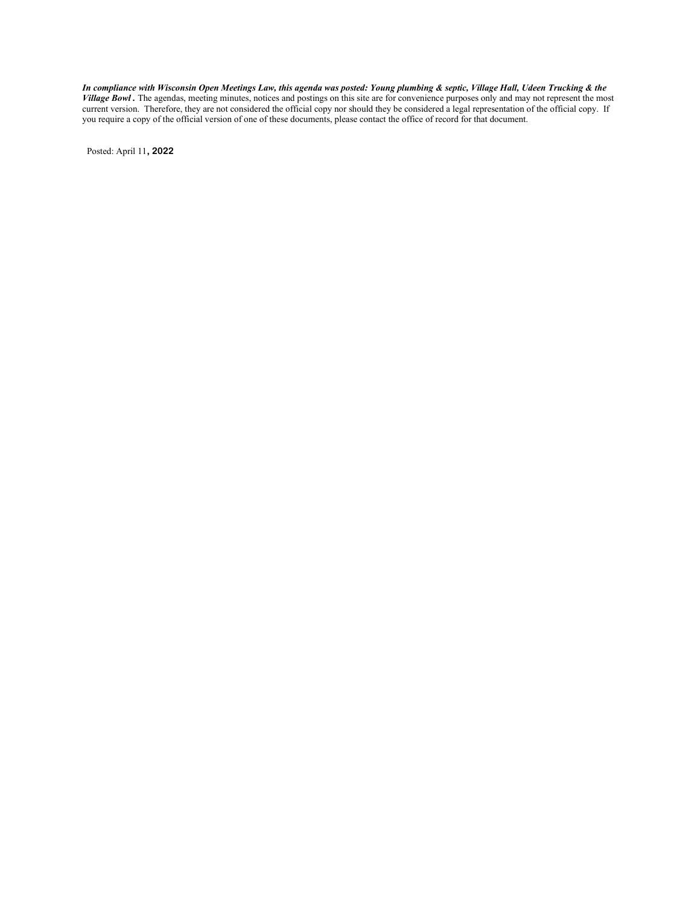***In compliance with Wisconsin Open Meetings Law, this agenda was posted: Young plumbing & septic, Village Hall, Udeen Trucking & the Village Bowl .*** The agendas, meeting minutes, notices and postings on this site are for convenience purposes only and may not represent the most current version. Therefore, they are not considered the official copy nor should they be considered a legal representation of the official copy. If you require a copy of the official version of one of these documents, please contact the office of record for that document.

Posted: April 11**, 2022**